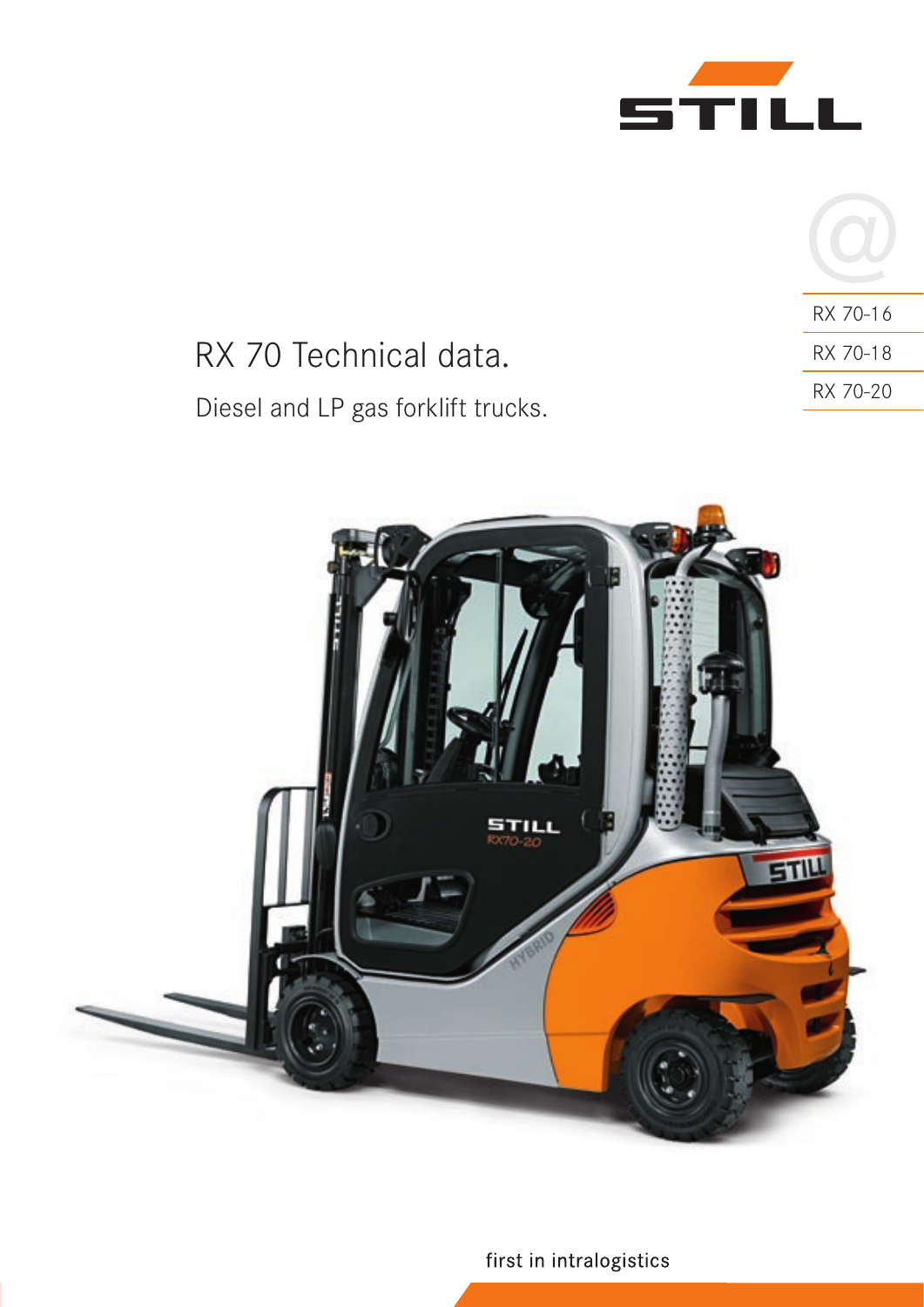# RX 70 Technical data.

## Diesel and LP gas forklift trucks.

- RX 70-16
- RX 70-18
- RX 70-20

first in intralogistics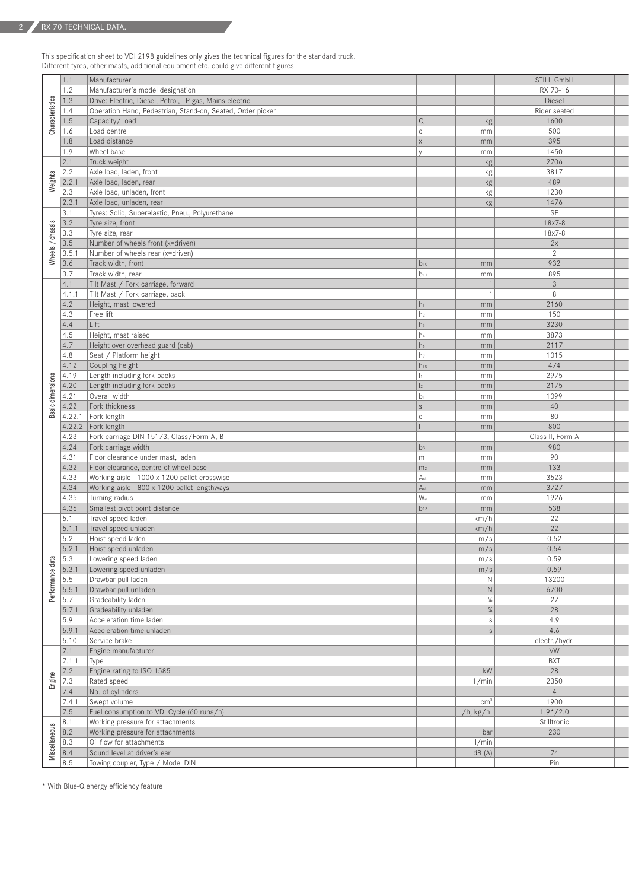This specification sheet to VDI 2198 guidelines only gives the technical figures for the standard truck.
Different tyres, other masts, additional equipment etc. could give different figures.

| | No. | Description | Symbol | Unit | Value |
|---|---|---|---|---|---|
| Characteristics | 1.1 | Manufacturer | | | STILL GmbH |
| | 1.2 | Manufacturer's model designation | | | RX 70-16 |
| | 1.3 | Drive: Electric, Diesel, Petrol, LP gas, Mains electric | | | Diesel |
| | 1.4 | Operation Hand, Pedestrian, Stand-on, Seated, Order picker | | | Rider seated |
| | 1.5 | Capacity/Load | Q | kg | 1600 |
| | 1.6 | Load centre | c | mm | 500 |
| | 1.8 | Load distance | x | mm | 395 |
| | 1.9 | Wheel base | y | mm | 1450 |
| Weights | 2.1 | Truck weight | | kg | 2706 |
| | 2.2 | Axle load, laden, front | | kg | 3817 |
| | 2.2.1 | Axle load, laden, rear | | kg | 489 |
| | 2.3 | Axle load, unladen, front | | kg | 1230 |
| | 2.3.1 | Axle load, unladen, rear | | kg | 1476 |
| Wheels / chassis | 3.1 | Tyres: Solid, Superelastic, Pneu., Polyurethane | | | SE |
| | 3.2 | Tyre size, front | | | 18x7-8 |
| | 3.3 | Tyre size, rear | | | 18x7-8 |
| | 3.5 | Number of wheels front (x=driven) | | | 2x |
| | 3.5.1 | Number of wheels rear (x=driven) | | | 2 |
| | 3.6 | Track width, front | $b_{10}$ | mm | 932 |
| | 3.7 | Track width, rear | $b_{11}$ | mm | 895 |
| Basic dimensions | 4.1 | Tilt Mast / Fork carriage, forward | | ° | 3 |
| | 4.1.1 | Tilt Mast / Fork carriage, back | | ° | 8 |
| | 4.2 | Height, mast lowered | $h_1$ | mm | 2160 |
| | 4.3 | Free lift | $h_2$ | mm | 150 |
| | 4.4 | Lift | $h_3$ | mm | 3230 |
| | 4.5 | Height, mast raised | $h_4$ | mm | 3873 |
| | 4.7 | Height over overhead guard (cab) | $h_6$ | mm | 2117 |
| | 4.8 | Seat / Platform height | $h_7$ | mm | 1015 |
| | 4.12 | Coupling height | $h_{10}$ | mm | 474 |
| | 4.19 | Length including fork backs | $l_1$ | mm | 2975 |
| | 4.20 | Length including fork backs | $l_2$ | mm | 2175 |
| | 4.21 | Overall width | $b_1$ | mm | 1099 |
| | 4.22 | Fork thickness | s | mm | 40 |
| | 4.22.1 | Fork length | e | mm | 80 |
| | 4.22.2 | Fork length | l | mm | 800 |
| | 4.23 | Fork carriage DIN 15173, Class/Form A, B | | | Class II, Form A |
| | 4.24 | Fork carriage width | $b_3$ | mm | 980 |
| | 4.31 | Floor clearance under mast, laden | $m_1$ | mm | 90 |
| | 4.32 | Floor clearance, centre of wheel-base | $m_2$ | mm | 133 |
| | 4.33 | Working aisle - 1000 x 1200 pallet crosswise | $A_{st}$ | mm | 3523 |
| | 4.34 | Working aisle - 800 x 1200 pallet lengthways | $A_{st}$ | mm | 3727 |
| | 4.35 | Turning radius | $W_a$ | mm | 1926 |
| | 4.36 | Smallest pivot point distance | $b_{13}$ | mm | 538 |
| Performance data | 5.1 | Travel speed laden | | km/h | 22 |
| | 5.1.1 | Travel speed unladen | | km/h | 22 |
| | 5.2 | Hoist speed laden | | m/s | 0.52 |
| | 5.2.1 | Hoist speed unladen | | m/s | 0.54 |
| | 5.3 | Lowering speed laden | | m/s | 0.59 |
| | 5.3.1 | Lowering speed unladen | | m/s | 0.59 |
| | 5.5 | Drawbar pull laden | | N | 13200 |
| | 5.5.1 | Drawbar pull unladen | | N | 6700 |
| | 5.7 | Gradeability laden | | % | 27 |
| | 5.7.1 | Gradeability unladen | | % | 28 |
| | 5.9 | Acceleration time laden | | s | 4.9 |
| | 5.9.1 | Acceleration time unladen | | s | 4.6 |
| | 5.10 | Service brake | | | electr./hydr. |
| Engine | 7.1 | Engine manufacturer | | | VW |
| | 7.1.1 | Type | | | BXT |
| | 7.2 | Engine rating to ISO 1585 | | kW | 28 |
| | 7.3 | Rated speed | | 1/min | 2350 |
| | 7.4 | No. of cylinders | | | 4 |
| | 7.4.1 | Swept volume | | $cm^3$ | 1900 |
| | 7.5 | Fuel consumption to VDI Cycle (60 runs/h) | | l/h, kg/h | 1.9*/2.0 |
| Miscellaneous | 8.1 | Working pressure for attachments | | | Stilltronic |
| | 8.2 | Working pressure for attachments | | bar | 230 |
| | 8.3 | Oil flow for attachments | | l/min | |
| | 8.4 | Sound level at driver's ear | | dB (A) | 74 |
| | 8.5 | Towing coupler, Type / Model DIN | | | Pin |

* With Blue-Q energy efficiency feature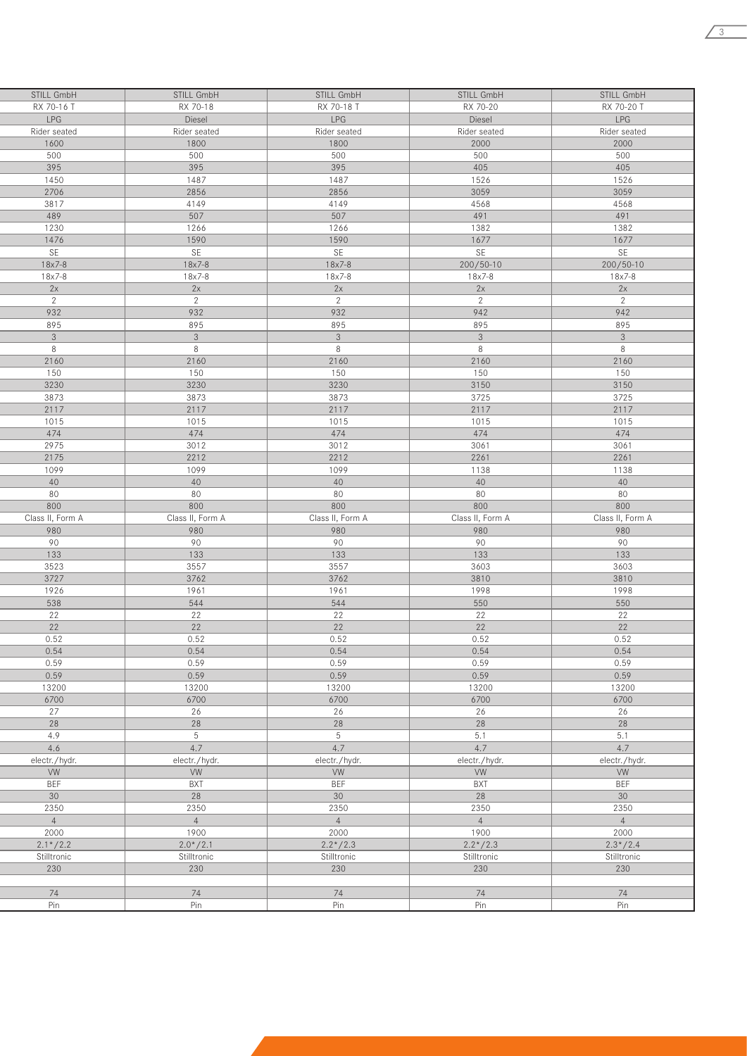| STILL GmbH | STILL GmbH | STILL GmbH | STILL GmbH | STILL GmbH |
|---|---|---|---|---|
| RX 70-16 T | RX 70-18 | RX 70-18 T | RX 70-20 | RX 70-20 T |
| LPG | Diesel | LPG | Diesel | LPG |
| Rider seated | Rider seated | Rider seated | Rider seated | Rider seated |
| 1600 | 1800 | 1800 | 2000 | 2000 |
| 500 | 500 | 500 | 500 | 500 |
| 395 | 395 | 395 | 405 | 405 |
| 1450 | 1487 | 1487 | 1526 | 1526 |
| 2706 | 2856 | 2856 | 3059 | 3059 |
| 3817 | 4149 | 4149 | 4568 | 4568 |
| 489 | 507 | 507 | 491 | 491 |
| 1230 | 1266 | 1266 | 1382 | 1382 |
| 1476 | 1590 | 1590 | 1677 | 1677 |
| SE | SE | SE | SE | SE |
| 18x7-8 | 18x7-8 | 18x7-8 | 200/50-10 | 200/50-10 |
| 18x7-8 | 18x7-8 | 18x7-8 | 18x7-8 | 18x7-8 |
| 2x | 2x | 2x | 2x | 2x |
| 2 | 2 | 2 | 2 | 2 |
| 932 | 932 | 932 | 942 | 942 |
| 895 | 895 | 895 | 895 | 895 |
| 3 | 3 | 3 | 3 | 3 |
| 8 | 8 | 8 | 8 | 8 |
| 2160 | 2160 | 2160 | 2160 | 2160 |
| 150 | 150 | 150 | 150 | 150 |
| 3230 | 3230 | 3230 | 3150 | 3150 |
| 3873 | 3873 | 3873 | 3725 | 3725 |
| 2117 | 2117 | 2117 | 2117 | 2117 |
| 1015 | 1015 | 1015 | 1015 | 1015 |
| 474 | 474 | 474 | 474 | 474 |
| 2975 | 3012 | 3012 | 3061 | 3061 |
| 2175 | 2212 | 2212 | 2261 | 2261 |
| 1099 | 1099 | 1099 | 1138 | 1138 |
| 40 | 40 | 40 | 40 | 40 |
| 80 | 80 | 80 | 80 | 80 |
| 800 | 800 | 800 | 800 | 800 |
| Class II, Form A | Class II, Form A | Class II, Form A | Class II, Form A | Class II, Form A |
| 980 | 980 | 980 | 980 | 980 |
| 90 | 90 | 90 | 90 | 90 |
| 133 | 133 | 133 | 133 | 133 |
| 3523 | 3557 | 3557 | 3603 | 3603 |
| 3727 | 3762 | 3762 | 3810 | 3810 |
| 1926 | 1961 | 1961 | 1998 | 1998 |
| 538 | 544 | 544 | 550 | 550 |
| 22 | 22 | 22 | 22 | 22 |
| 22 | 22 | 22 | 22 | 22 |
| 0.52 | 0.52 | 0.52 | 0.52 | 0.52 |
| 0.54 | 0.54 | 0.54 | 0.54 | 0.54 |
| 0.59 | 0.59 | 0.59 | 0.59 | 0.59 |
| 0.59 | 0.59 | 0.59 | 0.59 | 0.59 |
| 13200 | 13200 | 13200 | 13200 | 13200 |
| 6700 | 6700 | 6700 | 6700 | 6700 |
| 27 | 26 | 26 | 26 | 26 |
| 28 | 28 | 28 | 28 | 28 |
| 4.9 | 5 | 5 | 5.1 | 5.1 |
| 4.6 | 4.7 | 4.7 | 4.7 | 4.7 |
| electr./hydr. | electr./hydr. | electr./hydr. | electr./hydr. | electr./hydr. |
| VW | VW | VW | VW | VW |
| BEF | BXT | BEF | BXT | BEF |
| 30 | 28 | 30 | 28 | 30 |
| 2350 | 2350 | 2350 | 2350 | 2350 |
| 4 | 4 | 4 | 4 | 4 |
| 2000 | 1900 | 2000 | 1900 | 2000 |
| 2.1*/2.2 | 2.0*/2.1 | 2.2*/2.3 | 2.2*/2.3 | 2.3*/2.4 |
| Stilltronic | Stilltronic | Stilltronic | Stilltronic | Stilltronic |
| 230 | 230 | 230 | 230 | 230 |
| | | | | |
| 74 | 74 | 74 | 74 | 74 |
| Pin | Pin | Pin | Pin | Pin |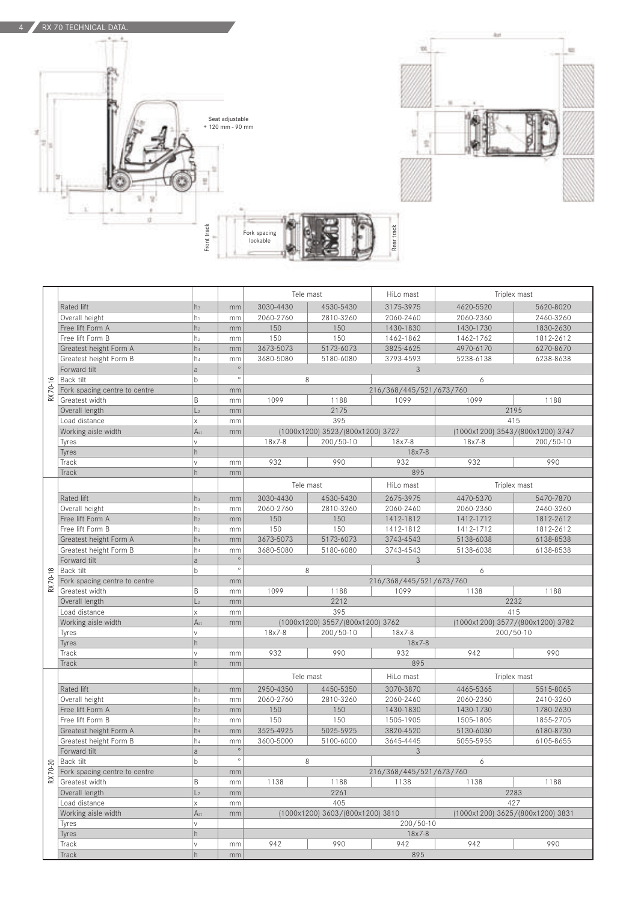## RX 70 TECHNICAL DATA.

Seat adjustable + 120 mm - 90 mm

Fork spacing lockable

Front track

Rear track

| | | | | Tele mast | | HiLo mast | Triplex mast | |
|---|---|---|---|---|---|---|---|---|
| RX 70-16 | Rated lift | $h_3$ | mm | 3030-4430 | 4530-5430 | 3175-3975 | 4620-5520 | 5620-8020 |
| | Overall height | $h_1$ | mm | 2060-2760 | 2810-3260 | 2060-2460 | 2060-2360 | 2460-3260 |
| | Free lift Form A | $h_2$ | mm | 150 | 150 | 1430-1830 | 1430-1730 | 1830-2630 |
| | Free lift Form B | $h_2$ | mm | 150 | 150 | 1462-1862 | 1462-1762 | 1812-2612 |
| | Greatest height Form A | $h_4$ | mm | 3673-5073 | 5173-6073 | 3825-4625 | 4970-6170 | 6270-8670 |
| | Greatest height Form B | $h_4$ | mm | 3680-5080 | 5180-6080 | 3793-4593 | 5238-6138 | 6238-8638 |
| | Forward tilt | a | ° | 3 | | | | |
| | Back tilt | b | ° | 8 | | 6 | | |
| | Fork spacing centre to centre | | mm | 216/368/445/521/673/760 | | | | |
| | Greatest width | B | mm | 1099 | 1188 | 1099 | 1099 | 1188 |
| | Overall length | $L_2$ | mm | 2175 | | | 2195 | |
| | Load distance | x | mm | 395 | | | 415 | |
| | Working aisle width | $A_{st}$ | mm | (1000x1200) 3523/(800x1200) 3727 | | | (1000x1200) 3543/(800x1200) 3747 | |
| | Tyres | v | | 18x7-8 | 200/50-10 | 18x7-8 | 18x7-8 | 200/50-10 |
| | Tyres | h | | 18x7-8 | | | | |
| | Track | v | mm | 932 | 990 | 932 | 932 | 990 |
| | Track | h | mm | 895 | | | | |
| | | | | Tele mast | | HiLo mast | Triplex mast | |
| RX 70-18 | Rated lift | $h_3$ | mm | 3030-4430 | 4530-5430 | 2675-3975 | 4470-5370 | 5470-7870 |
| | Overall height | $h_1$ | mm | 2060-2760 | 2810-3260 | 2060-2460 | 2060-2360 | 2460-3260 |
| | Free lift Form A | $h_2$ | mm | 150 | 150 | 1412-1812 | 1412-1712 | 1812-2612 |
| | Free lift Form B | $h_2$ | mm | 150 | 150 | 1412-1812 | 1412-1712 | 1812-2612 |
| | Greatest height Form A | $h_4$ | mm | 3673-5073 | 5173-6073 | 3743-4543 | 5138-6038 | 6138-8538 |
| | Greatest height Form B | $h_4$ | mm | 3680-5080 | 5180-6080 | 3743-4543 | 5138-6038 | 6138-8538 |
| | Forward tilt | a | ° | 3 | | | | |
| | Back tilt | b | ° | 8 | | 6 | | |
| | Fork spacing centre to centre | | mm | 216/368/445/521/673/760 | | | | |
| | Greatest width | B | mm | 1099 | 1188 | 1099 | 1138 | 1188 |
| | Overall length | $L_2$ | mm | 2212 | | | 2232 | |
| | Load distance | x | mm | 395 | | | 415 | |
| | Working aisle width | $A_{st}$ | mm | (1000x1200) 3557/(800x1200) 3762 | | | (1000x1200) 3577/(800x1200) 3782 | |
| | Tyres | v | | 18x7-8 | 200/50-10 | 18x7-8 | 200/50-10 | |
| | Tyres | h | | 18x7-8 | | | | |
| | Track | v | mm | 932 | 990 | 932 | 942 | 990 |
| | Track | h | mm | 895 | | | | |
| | | | | Tele mast | | HiLo mast | Triplex mast | |
| RX 70-20 | Rated lift | $h_3$ | mm | 2950-4350 | 4450-5350 | 3070-3870 | 4465-5365 | 5515-8065 |
| | Overall height | $h_1$ | mm | 2060-2760 | 2810-3260 | 2060-2460 | 2060-2360 | 2410-3260 |
| | Free lift Form A | $h_2$ | mm | 150 | 150 | 1430-1830 | 1430-1730 | 1780-2630 |
| | Free lift Form B | $h_2$ | mm | 150 | 150 | 1505-1905 | 1505-1805 | 1855-2705 |
| | Greatest height Form A | $h_4$ | mm | 3525-4925 | 5025-5925 | 3820-4520 | 5130-6030 | 6180-8730 |
| | Greatest height Form B | $h_4$ | mm | 3600-5000 | 5100-6000 | 3645-4445 | 5055-5955 | 6105-8655 |
| | Forward tilt | a | ° | 3 | | | | |
| | Back tilt | b | ° | 8 | | 6 | | |
| | Fork spacing centre to centre | | mm | 216/368/445/521/673/760 | | | | |
| | Greatest width | B | mm | 1138 | 1188 | 1138 | 1138 | 1188 |
| | Overall length | $L_2$ | mm | 2261 | | | 2283 | |
| | Load distance | x | mm | 405 | | | 427 | |
| | Working aisle width | $A_{st}$ | mm | (1000x1200) 3603/(800x1200) 3810 | | | (1000x1200) 3625/(800x1200) 3831 | |
| | Tyres | v | | 200/50-10 | | | | |
| | Tyres | h | | 18x7-8 | | | | |
| | Track | v | mm | 942 | 990 | 942 | 942 | 990 |
| | Track | h | mm | 895 | | | | |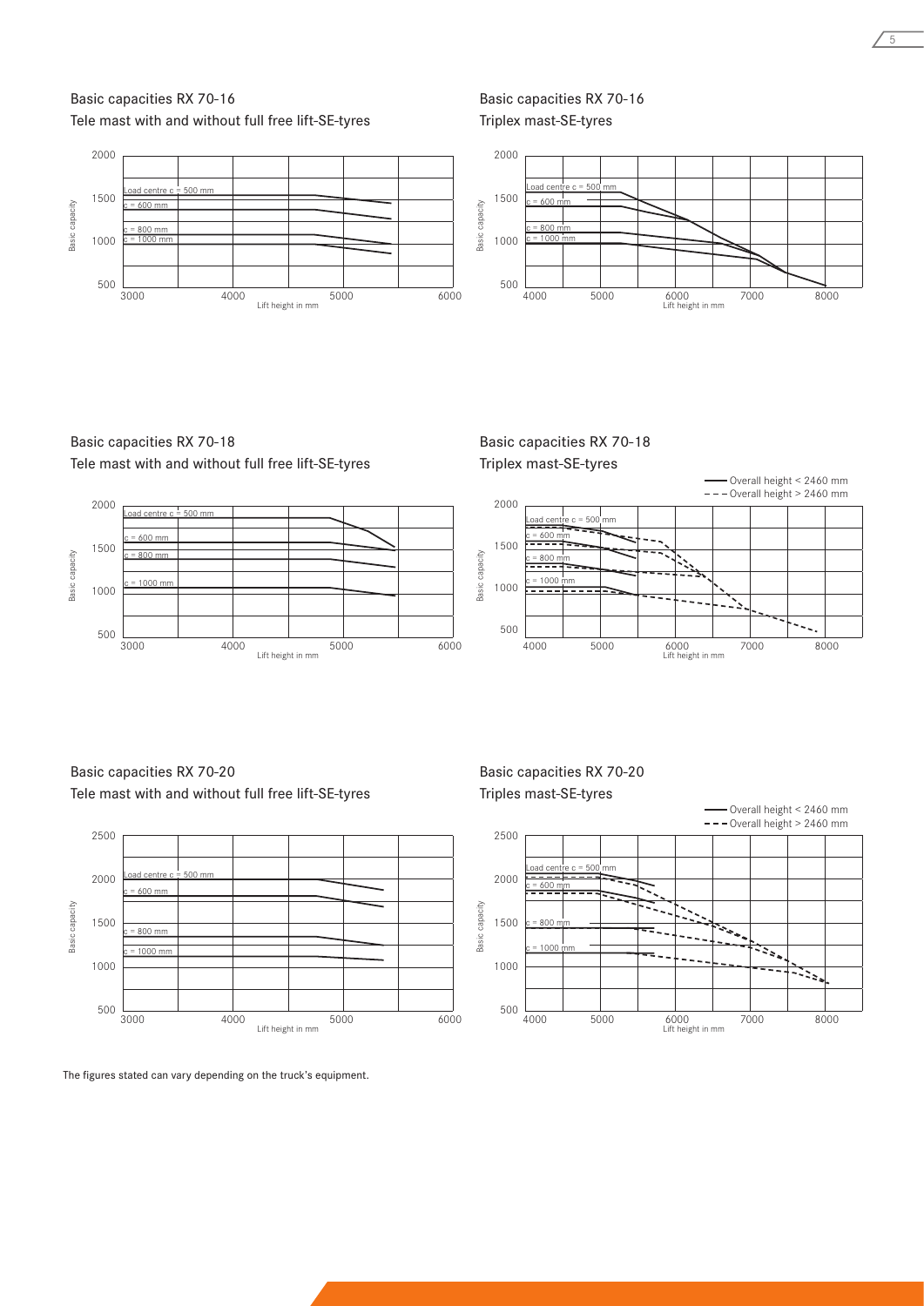## Basic capacities RX 70-16
Tele mast with and without full free lift-SE-tyres

## Basic capacities RX 70-16
Triplex mast-SE-tyres

## Basic capacities RX 70-18
Tele mast with and without full free lift-SE-tyres

## Basic capacities RX 70-18
Triplex mast-SE-tyres

## Basic capacities RX 70-20
Tele mast with and without full free lift-SE-tyres

## Basic capacities RX 70-20
Triples mast-SE-tyres

The figures stated can vary depending on the truck's equipment.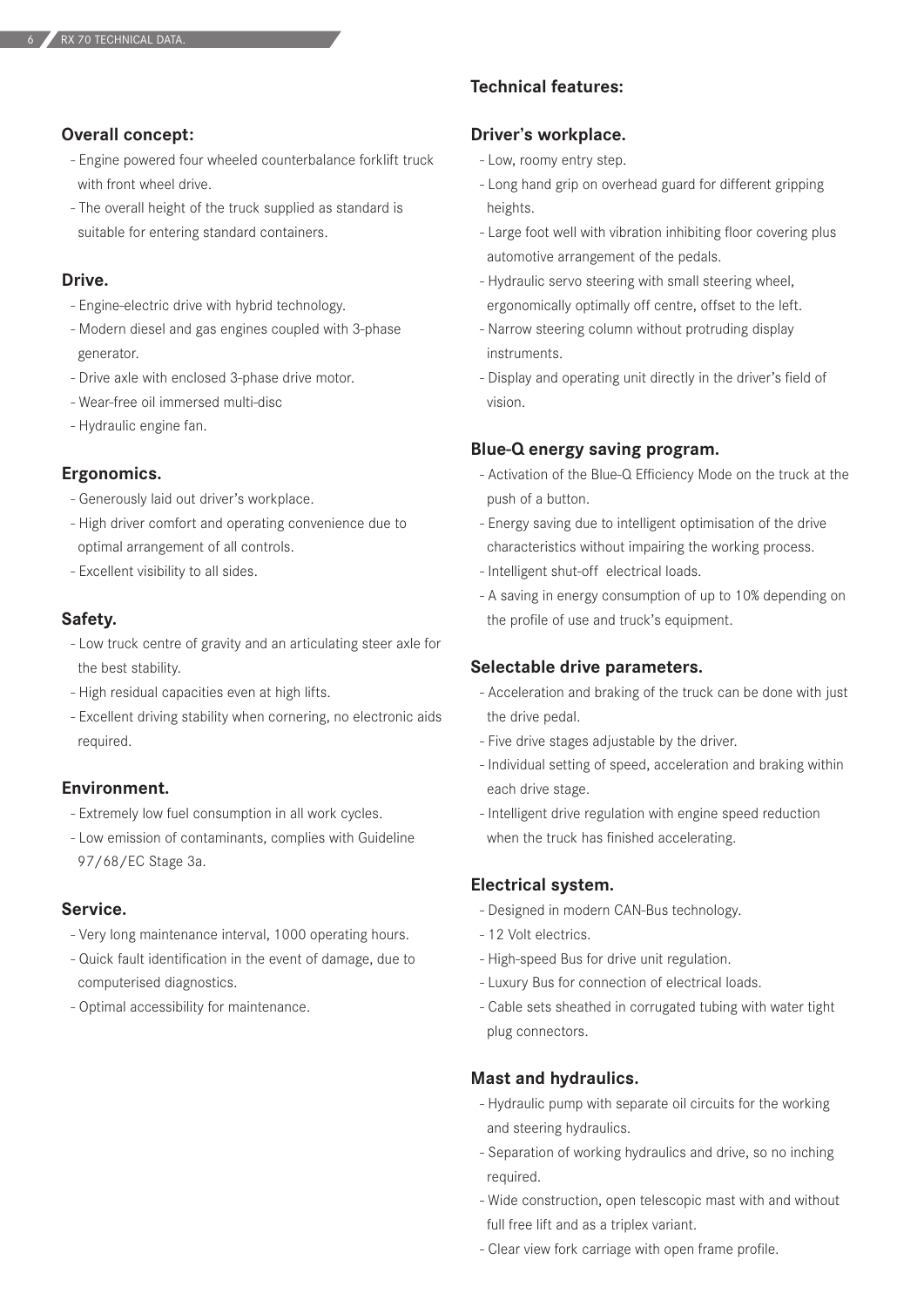## Overall concept:

- Engine powered four wheeled counterbalance forklift truck with front wheel drive.
- The overall height of the truck supplied as standard is suitable for entering standard containers.

## Drive.

- Engine-electric drive with hybrid technology.
- Modern diesel and gas engines coupled with 3-phase generator.
- Drive axle with enclosed 3-phase drive motor.
- Wear-free oil immersed multi-disc
- Hydraulic engine fan.

## Ergonomics.

- Generously laid out driver's workplace.
- High driver comfort and operating convenience due to optimal arrangement of all controls.
- Excellent visibility to all sides.

## Safety.

- Low truck centre of gravity and an articulating steer axle for the best stability.
- High residual capacities even at high lifts.
- Excellent driving stability when cornering, no electronic aids required.

## Environment.

- Extremely low fuel consumption in all work cycles.
- Low emission of contaminants, complies with Guideline 97/68/EC Stage 3a.

## Service.

- Very long maintenance interval, 1000 operating hours.
- Quick fault identification in the event of damage, due to computerised diagnostics.
- Optimal accessibility for maintenance.

# Technical features:

## Driver's workplace.

- Low, roomy entry step.
- Long hand grip on overhead guard for different gripping heights.
- Large foot well with vibration inhibiting floor covering plus automotive arrangement of the pedals.
- Hydraulic servo steering with small steering wheel, ergonomically optimally off centre, offset to the left.
- Narrow steering column without protruding display instruments.
- Display and operating unit directly in the driver's field of vision.

## Blue-Q energy saving program.

- Activation of the Blue-Q Efficiency Mode on the truck at the push of a button.
- Energy saving due to intelligent optimisation of the drive characteristics without impairing the working process.
- Intelligent shut-off electrical loads.
- A saving in energy consumption of up to 10% depending on the profile of use and truck's equipment.

## Selectable drive parameters.

- Acceleration and braking of the truck can be done with just the drive pedal.
- Five drive stages adjustable by the driver.
- Individual setting of speed, acceleration and braking within each drive stage.
- Intelligent drive regulation with engine speed reduction when the truck has finished accelerating.

## Electrical system.

- Designed in modern CAN-Bus technology.
- 12 Volt electrics.
- High-speed Bus for drive unit regulation.
- Luxury Bus for connection of electrical loads.
- Cable sets sheathed in corrugated tubing with water tight plug connectors.

## Mast and hydraulics.

- Hydraulic pump with separate oil circuits for the working and steering hydraulics.
- Separation of working hydraulics and drive, so no inching required.
- Wide construction, open telescopic mast with and without full free lift and as a triplex variant.
- Clear view fork carriage with open frame profile.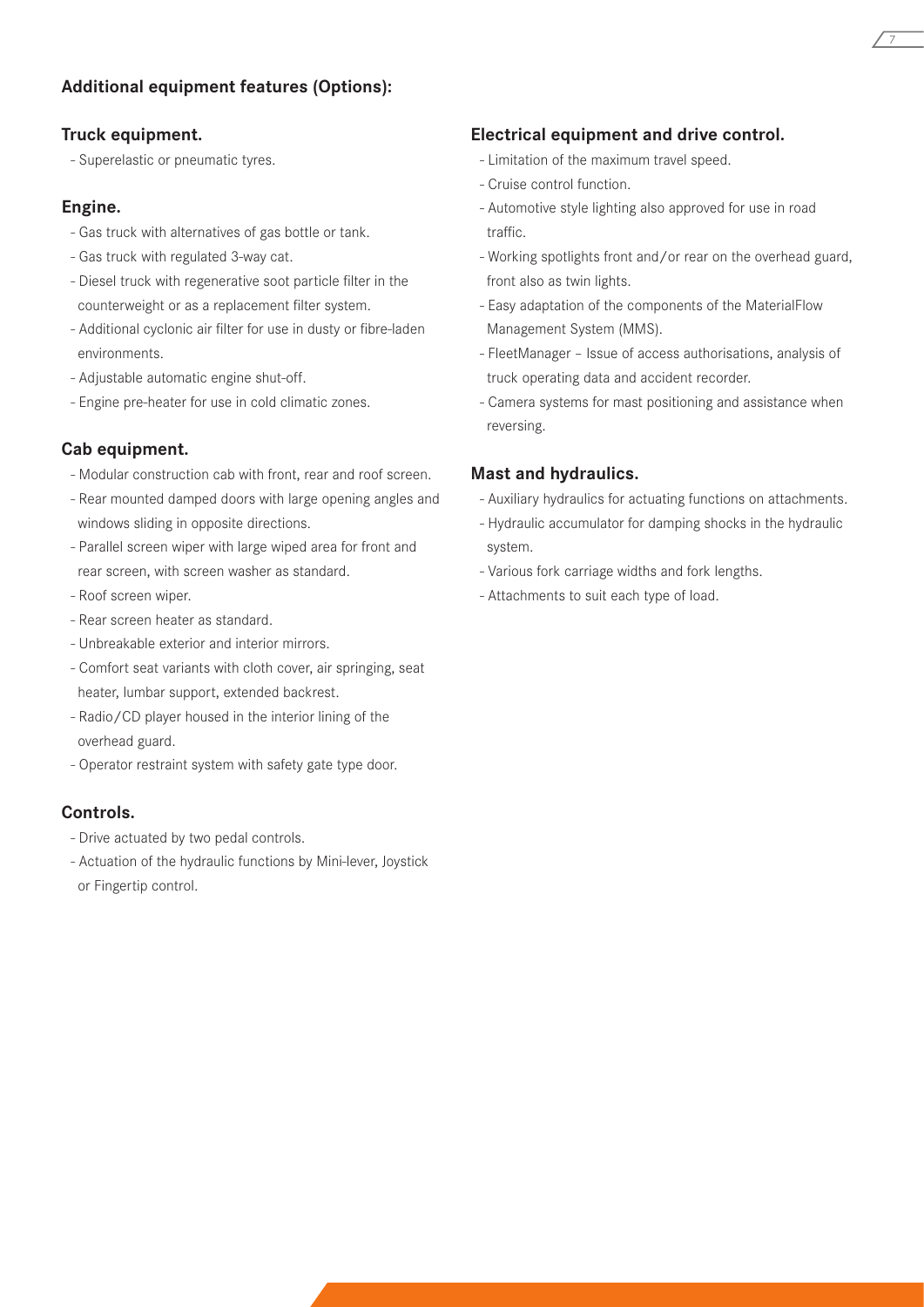## Additional equipment features (Options):

### Truck equipment.

- Superelastic or pneumatic tyres.

### Engine.

- Gas truck with alternatives of gas bottle or tank.
- Gas truck with regulated 3-way cat.
- Diesel truck with regenerative soot particle filter in the counterweight or as a replacement filter system.
- Additional cyclonic air filter for use in dusty or fibre-laden environments.
- Adjustable automatic engine shut-off.
- Engine pre-heater for use in cold climatic zones.

### Cab equipment.

- Modular construction cab with front, rear and roof screen.
- Rear mounted damped doors with large opening angles and windows sliding in opposite directions.
- Parallel screen wiper with large wiped area for front and rear screen, with screen washer as standard.
- Roof screen wiper.
- Rear screen heater as standard.
- Unbreakable exterior and interior mirrors.
- Comfort seat variants with cloth cover, air springing, seat heater, lumbar support, extended backrest.
- Radio/CD player housed in the interior lining of the overhead guard.
- Operator restraint system with safety gate type door.

### Controls.

- Drive actuated by two pedal controls.
- Actuation of the hydraulic functions by Mini-lever, Joystick or Fingertip control.

### Electrical equipment and drive control.

- Limitation of the maximum travel speed.
- Cruise control function.
- Automotive style lighting also approved for use in road traffic.
- Working spotlights front and/or rear on the overhead guard, front also as twin lights.
- Easy adaptation of the components of the MaterialFlow Management System (MMS).
- FleetManager – Issue of access authorisations, analysis of truck operating data and accident recorder.
- Camera systems for mast positioning and assistance when reversing.

### Mast and hydraulics.

- Auxiliary hydraulics for actuating functions on attachments.
- Hydraulic accumulator for damping shocks in the hydraulic system.
- Various fork carriage widths and fork lengths.
- Attachments to suit each type of load.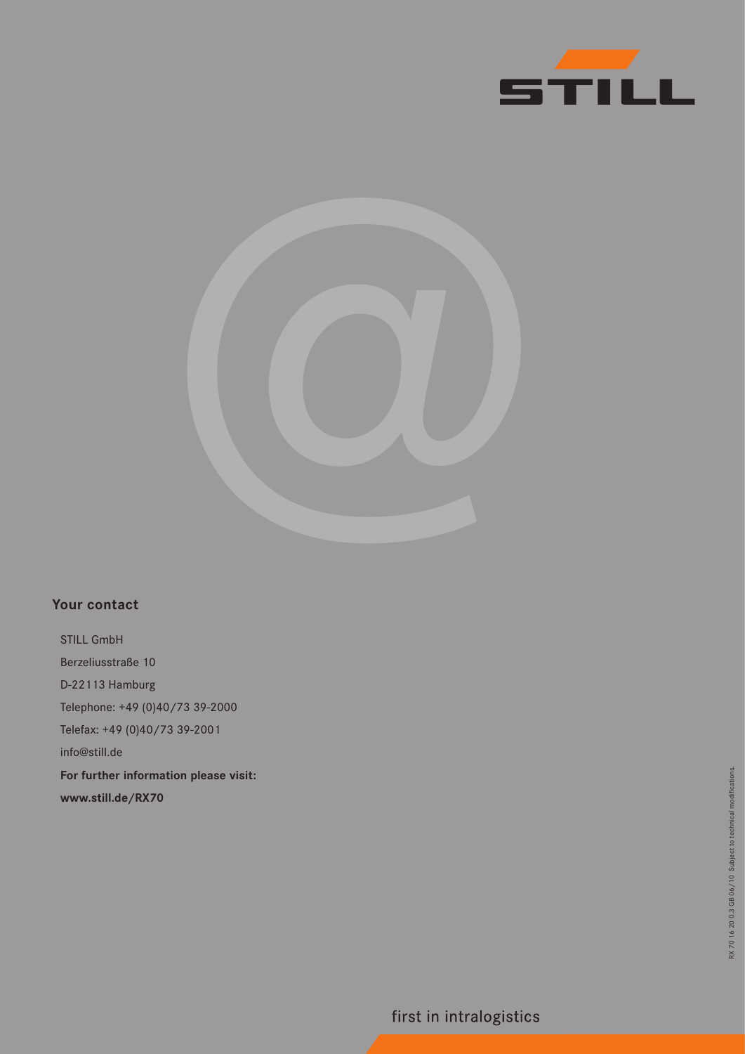STILL

## Your contact

STILL GmbH

Berzeliusstraße 10

D-22113 Hamburg

Telephone: +49 (0)40/73 39-2000

Telefax: +49 (0)40/73 39-2001

info@still.de

**For further information please visit:**

**www.still.de/RX70**

RX 70 16 20 0.3 GB 06/10 Subject to technical modifications.

first in intralogistics